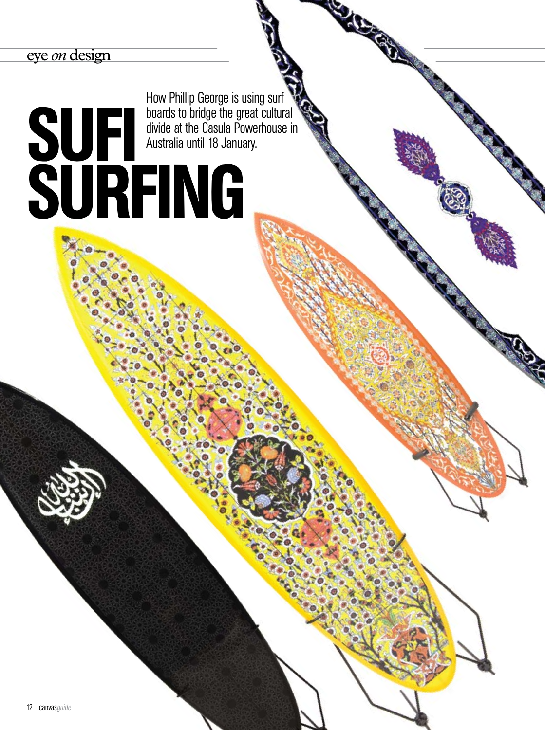# SUFI SURFING

How Phillip George is using surf boards to bridge the great cultural divide at the Casula Powerhouse in Australia until 18 January.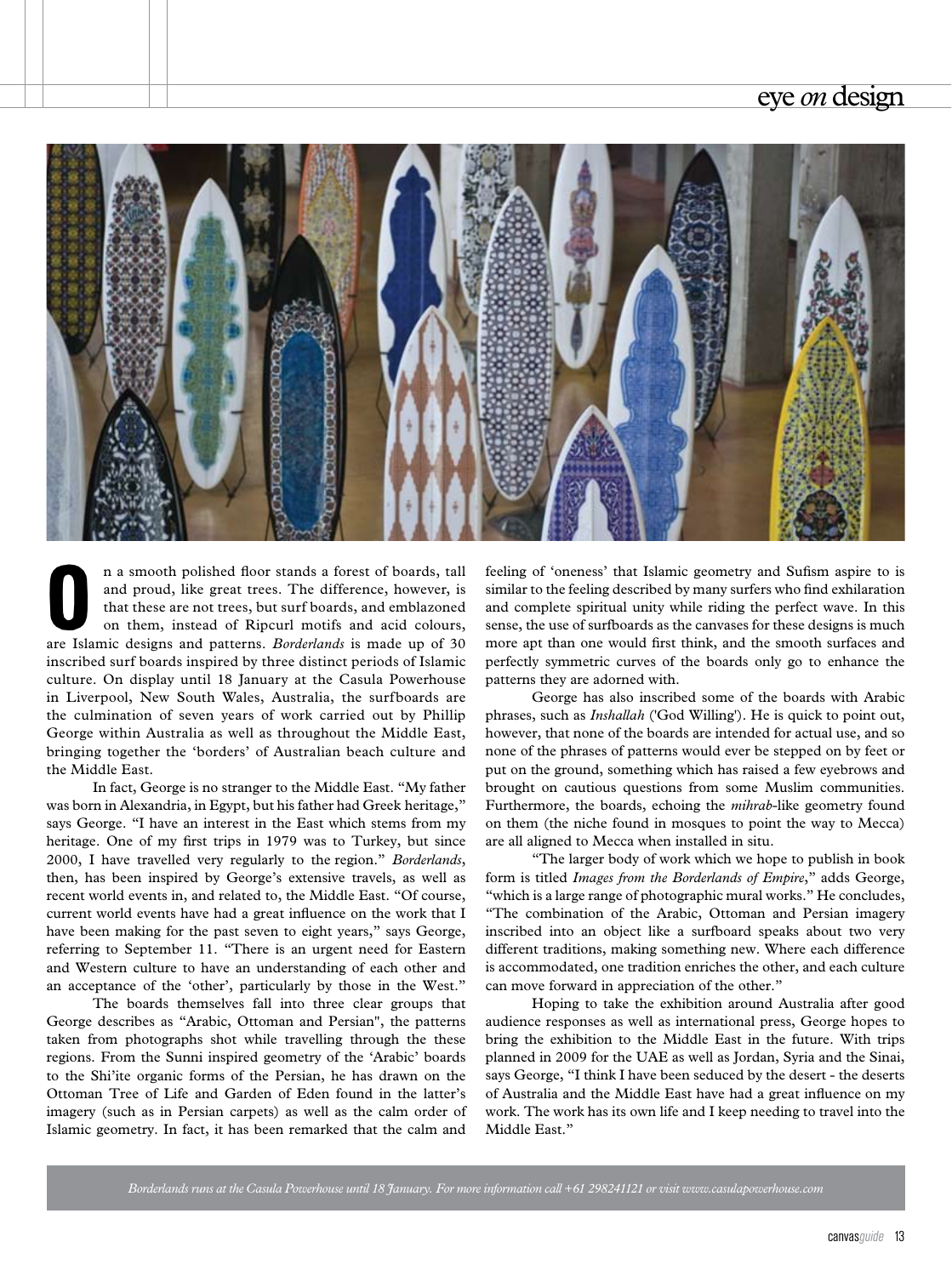On a smooth polished floor stands a forest of boards, tall and proud, like great trees. The difference, however, is that these are not trees, but surf boards, and emblazoned on them, instead of Ripcurl motifs and acid colours, are Islamic designs and patterns. *Borderlands* is made up of 30 inscribed surf boards inspired by three distinct periods of Islamic culture. On display until 18 January at the Casula Powerhouse in Liverpool, New South Wales, Australia, the surfboards are the culmination of seven years of work carried out by Phillip George within Australia as well as throughout the Middle East, bringing together the 'borders' of Australian beach culture and the Middle East.

In fact, George is no stranger to the Middle East. "My father was born in Alexandria, in Egypt, but his father had Greek heritage," says George. "I have an interest in the East which stems from my heritage. One of my first trips in 1979 was to Turkey, but since 2000, I have travelled very regularly to the region." *Borderlands*, then, has been inspired by George's extensive travels, as well as recent world events in, and related to, the Middle East. "Of course, current world events have had a great influence on the work that I have been making for the past seven to eight years," says George, referring to September 11. "There is an urgent need for Eastern and Western culture to have an understanding of each other and an acceptance of the 'other', particularly by those in the West."

The boards themselves fall into three clear groups that George describes as "Arabic, Ottoman and Persian", the patterns taken from photographs shot while travelling through the these regions. From the Sunni inspired geometry of the 'Arabic' boards to the Shi'ite organic forms of the Persian, he has drawn on the Ottoman Tree of Life and Garden of Eden found in the latter's imagery (such as in Persian carpets) as well as the calm order of Islamic geometry. In fact, it has been remarked that the calm and feeling of 'oneness' that Islamic geometry and Sufism aspire to is similar to the feeling described by many surfers who find exhilaration and complete spiritual unity while riding the perfect wave. In this sense, the use of surfboards as the canvases for these designs is much more apt than one would first think, and the smooth surfaces and perfectly symmetric curves of the boards only go to enhance the patterns they are adorned with.

George has also inscribed some of the boards with Arabic phrases, such as *Inshallah* ('God Willing'). He is quick to point out, however, that none of the boards are intended for actual use, and so none of the phrases of patterns would ever be stepped on by feet or put on the ground, something which has raised a few eyebrows and brought on cautious questions from some Muslim communities. Furthermore, the boards, echoing the *mihrab*-like geometry found on them (the niche found in mosques to point the way to Mecca) are all aligned to Mecca when installed in situ.

"The larger body of work which we hope to publish in book form is titled *Images from the Borderlands of Empire*," adds George, "which is a large range of photographic mural works." He concludes, "The combination of the Arabic, Ottoman and Persian imagery inscribed into an object like a surfboard speaks about two very different traditions, making something new. Where each difference is accommodated, one tradition enriches the other, and each culture can move forward in appreciation of the other."

Hoping to take the exhibition around Australia after good audience responses as well as international press, George hopes to bring the exhibition to the Middle East in the future. With trips planned in 2009 for the UAE as well as Jordan, Syria and the Sinai, says George, "I think I have been seduced by the desert - the deserts of Australia and the Middle East have had a great influence on my work. The work has its own life and I keep needing to travel into the Middle East."

*Borderlands runs at the Casula Powerhouse until 18 January. For more information call +61 298241121 or visit www.casulapowerhouse.com*